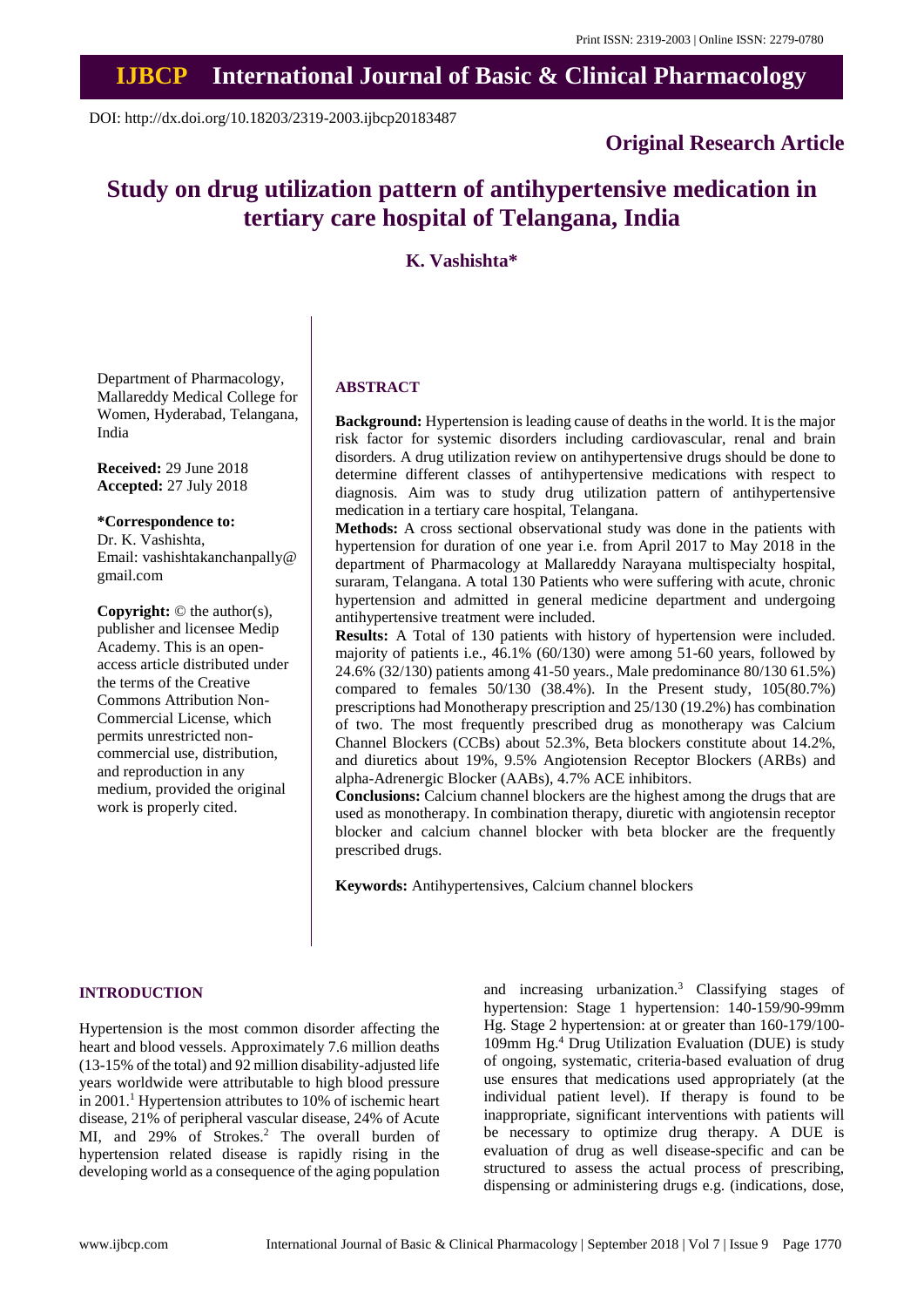Print ISSN: 2319-2003 | Online ISSN: 2279-0780

# IJBCP International Journal of Basic & Clinical Pharmacology

DOI: http://dx.doi.org/10.18203/2319-2003.ijbcp20183487

**Original Research Article**

# Study on drug utilization pattern of antihypertensive medication in tertiary care hospital of Telangana, India

**K. Vashishta***

Department of Pharmacology, Mallareddy Medical College for Women, Hyderabad, Telangana, India

**Received:** 29 June 2018
**Accepted:** 27 July 2018

**\*Correspondence to:**
Dr. K. Vashishta,
Email: vashishtakanchanpally@gmail.com

**Copyright:** © the author(s), publisher and licensee Medip Academy. This is an open-access article distributed under the terms of the Creative Commons Attribution Non-Commercial License, which permits unrestricted non-commercial use, distribution, and reproduction in any medium, provided the original work is properly cited.

## ABSTRACT

**Background:** Hypertension is leading cause of deaths in the world. It is the major risk factor for systemic disorders including cardiovascular, renal and brain disorders. A drug utilization review on antihypertensive drugs should be done to determine different classes of antihypertensive medications with respect to diagnosis. Aim was to study drug utilization pattern of antihypertensive medication in a tertiary care hospital, Telangana.

**Methods:** A cross sectional observational study was done in the patients with hypertension for duration of one year i.e. from April 2017 to May 2018 in the department of Pharmacology at Mallareddy Narayana multispecialty hospital, suraram, Telangana. A total 130 Patients who were suffering with acute, chronic hypertension and admitted in general medicine department and undergoing antihypertensive treatment were included.

**Results:** A Total of 130 patients with history of hypertension were included. majority of patients i.e., 46.1% (60/130) were among 51-60 years, followed by 24.6% (32/130) patients among 41-50 years., Male predominance 80/130 61.5%) compared to females 50/130 (38.4%). In the Present study, 105(80.7%) prescriptions had Monotherapy prescription and 25/130 (19.2%) has combination of two. The most frequently prescribed drug as monotherapy was Calcium Channel Blockers (CCBs) about 52.3%, Beta blockers constitute about 14.2%, and diuretics about 19%, 9.5% Angiotension Receptor Blockers (ARBs) and alpha-Adrenergic Blocker (AABs), 4.7% ACE inhibitors.

**Conclusions:** Calcium channel blockers are the highest among the drugs that are used as monotherapy. In combination therapy, diuretic with angiotensin receptor blocker and calcium channel blocker with beta blocker are the frequently prescribed drugs.

**Keywords:** Antihypertensives, Calcium channel blockers

## INTRODUCTION

Hypertension is the most common disorder affecting the heart and blood vessels. Approximately 7.6 million deaths (13-15% of the total) and 92 million disability-adjusted life years worldwide were attributable to high blood pressure in 2001.[1] Hypertension attributes to 10% of ischemic heart disease, 21% of peripheral vascular disease, 24% of Acute MI, and 29% of Strokes.[2] The overall burden of hypertension related disease is rapidly rising in the developing world as a consequence of the aging population and increasing urbanization.[3] Classifying stages of hypertension: Stage 1 hypertension: 140-159/90-99mm Hg. Stage 2 hypertension: at or greater than 160-179/100-109mm Hg.[4] Drug Utilization Evaluation (DUE) is study of ongoing, systematic, criteria-based evaluation of drug use ensures that medications used appropriately (at the individual patient level). If therapy is found to be inappropriate, significant interventions with patients will be necessary to optimize drug therapy. A DUE is evaluation of drug as well disease-specific and can be structured to assess the actual process of prescribing, dispensing or administering drugs e.g. (indications, dose,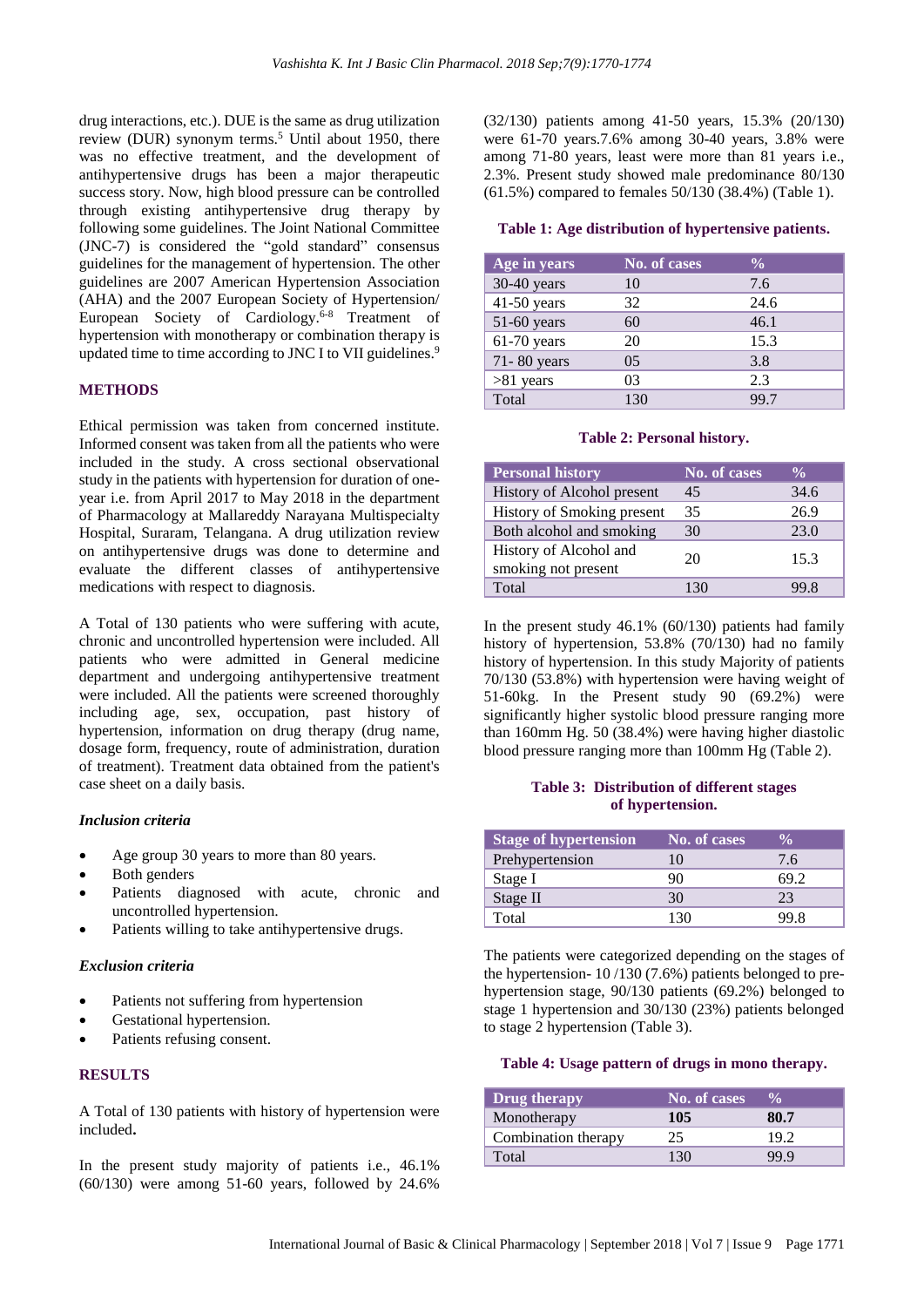drug interactions, etc.). DUE is the same as drug utilization review (DUR) synonym terms.[5] Until about 1950, there was no effective treatment, and the development of antihypertensive drugs has been a major therapeutic success story. Now, high blood pressure can be controlled through existing antihypertensive drug therapy by following some guidelines. The Joint National Committee (JNC-7) is considered the "gold standard" consensus guidelines for the management of hypertension. The other guidelines are 2007 American Hypertension Association (AHA) and the 2007 European Society of Hypertension/ European Society of Cardiology.[6-8] Treatment of hypertension with monotherapy or combination therapy is updated time to time according to JNC I to VII guidelines.[9]

## METHODS

Ethical permission was taken from concerned institute. Informed consent was taken from all the patients who were included in the study. A cross sectional observational study in the patients with hypertension for duration of one-year i.e. from April 2017 to May 2018 in the department of Pharmacology at Mallareddy Narayana Multispecialty Hospital, Suraram, Telangana. A drug utilization review on antihypertensive drugs was done to determine and evaluate the different classes of antihypertensive medications with respect to diagnosis.

A Total of 130 patients who were suffering with acute, chronic and uncontrolled hypertension were included. All patients who were admitted in General medicine department and undergoing antihypertensive treatment were included. All the patients were screened thoroughly including age, sex, occupation, past history of hypertension, information on drug therapy (drug name, dosage form, frequency, route of administration, duration of treatment). Treatment data obtained from the patient's case sheet on a daily basis.

### *Inclusion criteria*

- Age group 30 years to more than 80 years.
- Both genders
- Patients diagnosed with acute, chronic and uncontrolled hypertension.
- Patients willing to take antihypertensive drugs.

### *Exclusion criteria*

- Patients not suffering from hypertension
- Gestational hypertension.
- Patients refusing consent.

## RESULTS

A Total of 130 patients with history of hypertension were included**.**

In the present study majority of patients i.e., 46.1% (60/130) were among 51-60 years, followed by 24.6% (32/130) patients among 41-50 years, 15.3% (20/130) were 61-70 years.7.6% among 30-40 years, 3.8% were among 71-80 years, least were more than 81 years i.e., 2.3%. Present study showed male predominance 80/130 (61.5%) compared to females 50/130 (38.4%) (Table 1).

**Table 1: Age distribution of hypertensive patients.**

| Age in years | No. of cases | % |
|---|---|---|
| 30-40 years | 10 | 7.6 |
| 41-50 years | 32 | 24.6 |
| 51-60 years | 60 | 46.1 |
| 61-70 years | 20 | 15.3 |
| 71- 80 years | 05 | 3.8 |
| >81 years | 03 | 2.3 |
| Total | 130 | 99.7 |

**Table 2: Personal history.**

| Personal history | No. of cases | % |
|---|---|---|
| History of Alcohol present | 45 | 34.6 |
| History of Smoking present | 35 | 26.9 |
| Both alcohol and smoking | 30 | 23.0 |
| History of Alcohol and smoking not present | 20 | 15.3 |
| Total | 130 | 99.8 |

In the present study 46.1% (60/130) patients had family history of hypertension, 53.8% (70/130) had no family history of hypertension. In this study Majority of patients 70/130 (53.8%) with hypertension were having weight of 51-60kg. In the Present study 90 (69.2%) were significantly higher systolic blood pressure ranging more than 160mm Hg. 50 (38.4%) were having higher diastolic blood pressure ranging more than 100mm Hg (Table 2).

**Table 3: Distribution of different stages of hypertension.**

| Stage of hypertension | No. of cases | % |
|---|---|---|
| Prehypertension | 10 | 7.6 |
| Stage I | 90 | 69.2 |
| Stage II | 30 | 23 |
| Total | 130 | 99.8 |

The patients were categorized depending on the stages of the hypertension- 10 /130 (7.6%) patients belonged to pre-hypertension stage, 90/130 patients (69.2%) belonged to stage 1 hypertension and 30/130 (23%) patients belonged to stage 2 hypertension (Table 3).

**Table 4: Usage pattern of drugs in mono therapy.**

| Drug therapy | No. of cases | % |
|---|---|---|
| Monotherapy | **105** | **80.7** |
| Combination therapy | 25 | 19.2 |
| Total | 130 | 99.9 |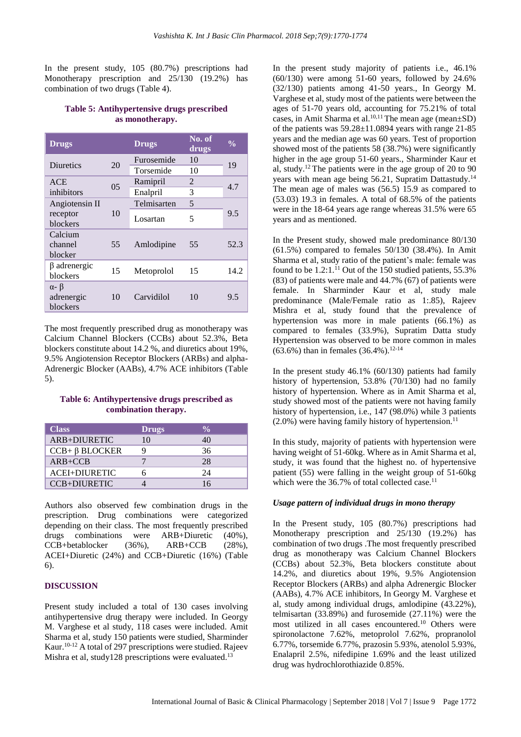In the present study, 105 (80.7%) prescriptions had Monotherapy prescription and 25/130 (19.2%) has combination of two drugs (Table 4).

**Table 5: Antihypertensive drugs prescribed as monotherapy.**

| Drugs | | Drugs | No. of drugs | % |
|---|---|---|---|---|
| Diuretics | 20 | Furosemide | 10 | 19 |
| | | Torsemide | 10 | |
| ACE inhibitors | 05 | Ramipril | 2 | 4.7 |
| | | Enalpril | 3 | |
| Angiotensin II receptor blockers | 10 | Telmisarten | 5 | 9.5 |
| | | Losartan | 5 | |
| Calcium channel blocker | 55 | Amlodipine | 55 | 52.3 |
| β adrenergic blockers | 15 | Metoprolol | 15 | 14.2 |
| α- β adrenergic blockers | 10 | Carvidilol | 10 | 9.5 |

The most frequently prescribed drug as monotherapy was Calcium Channel Blockers (CCBs) about 52.3%, Beta blockers constitute about 14.2 %, and diuretics about 19%, 9.5% Angiotension Receptor Blockers (ARBs) and alpha-Adrenergic Blocker (AABs), 4.7% ACE inhibitors (Table 5).

**Table 6: Antihypertensive drugs prescribed as combination therapy.**

| Class | Drugs | % |
|---|---|---|
| ARB+DIURETIC | 10 | 40 |
| CCB+ β BLOCKER | 9 | 36 |
| ARB+CCB | 7 | 28 |
| ACEI+DIURETIC | 6 | 24 |
| CCB+DIURETIC | 4 | 16 |

Authors also observed few combination drugs in the prescription. Drug combinations were categorized depending on their class. The most frequently prescribed drugs combinations were ARB+Diuretic (40%), CCB+betablocker (36%), ARB+CCB (28%), ACEI+Diuretic (24%) and CCB+Diuretic (16%) (Table 6).

## DISCUSSION

Present study included a total of 130 cases involving antihypertensive drug therapy were included. In Georgy M. Varghese et al study, 118 cases were included. Amit Sharma et al, study 150 patients were studied, Sharminder Kaur.[10-12] A total of 297 prescriptions were studied. Rajeev Mishra et al, study128 prescriptions were evaluated.[13]

In the present study majority of patients i.e., 46.1% (60/130) were among 51-60 years, followed by 24.6% (32/130) patients among 41-50 years., In Georgy M. Varghese et al, study most of the patients were between the ages of 51-70 years old, accounting for 75.21% of total cases, in Amit Sharma et al.[10,11] The mean age (mean±SD) of the patients was 59.28±11.0894 years with range 21-85 years and the median age was 60 years. Test of proportion showed most of the patients 58 (38.7%) were significantly higher in the age group 51-60 years., Sharminder Kaur et al, study.[12] The patients were in the age group of 20 to 90 years with mean age being 56.21, Supratim Dattastudy.[14] The mean age of males was (56.5) 15.9 as compared to (53.03) 19.3 in females. A total of 68.5% of the patients were in the 18-64 years age range whereas 31.5% were 65 years and as mentioned.

In the Present study, showed male predominance 80/130 (61.5%) compared to females 50/130 (38.4%). In Amit Sharma et al, study ratio of the patient's male: female was found to be 1.2:1.[11] Out of the 150 studied patients, 55.3% (83) of patients were male and 44.7% (67) of patients were female. In Sharminder Kaur et al, study male predominance (Male/Female ratio as 1:.85), Rajeev Mishra et al, study found that the prevalence of hypertension was more in male patients (66.1%) as compared to females (33.9%), Supratim Datta study Hypertension was observed to be more common in males (63.6%) than in females (36.4%).[12-14]

In the present study 46.1% (60/130) patients had family history of hypertension, 53.8% (70/130) had no family history of hypertension. Where as in Amit Sharma et al, study showed most of the patients were not having family history of hypertension, i.e., 147 (98.0%) while 3 patients (2.0%) were having family history of hypertension.[11]

In this study, majority of patients with hypertension were having weight of 51-60kg. Where as in Amit Sharma et al, study, it was found that the highest no. of hypertensive patient (55) were falling in the weight group of 51-60kg which were the 36.7% of total collected case.[11]

### *Usage pattern of individual drugs in mono therapy*

In the Present study, 105 (80.7%) prescriptions had Monotherapy prescription and 25/130 (19.2%) has combination of two drugs .The most frequently prescribed drug as monotherapy was Calcium Channel Blockers (CCBs) about 52.3%, Beta blockers constitute about 14.2%, and diuretics about 19%, 9.5% Angiotension Receptor Blockers (ARBs) and alpha Adrenergic Blocker (AABs), 4.7% ACE inhibitors, In Georgy M. Varghese et al, study among individual drugs, amlodipine (43.22%), telmisartan (33.89%) and furosemide (27.11%) were the most utilized in all cases encountered.[10] Others were spironolactone 7.62%, metoprolol 7.62%, propranolol 6.77%, torsemide 6.77%, prazosin 5.93%, atenolol 5.93%, Enalapril 2.5%, nifedipine 1.69% and the least utilized drug was hydrochlorothiazide 0.85%.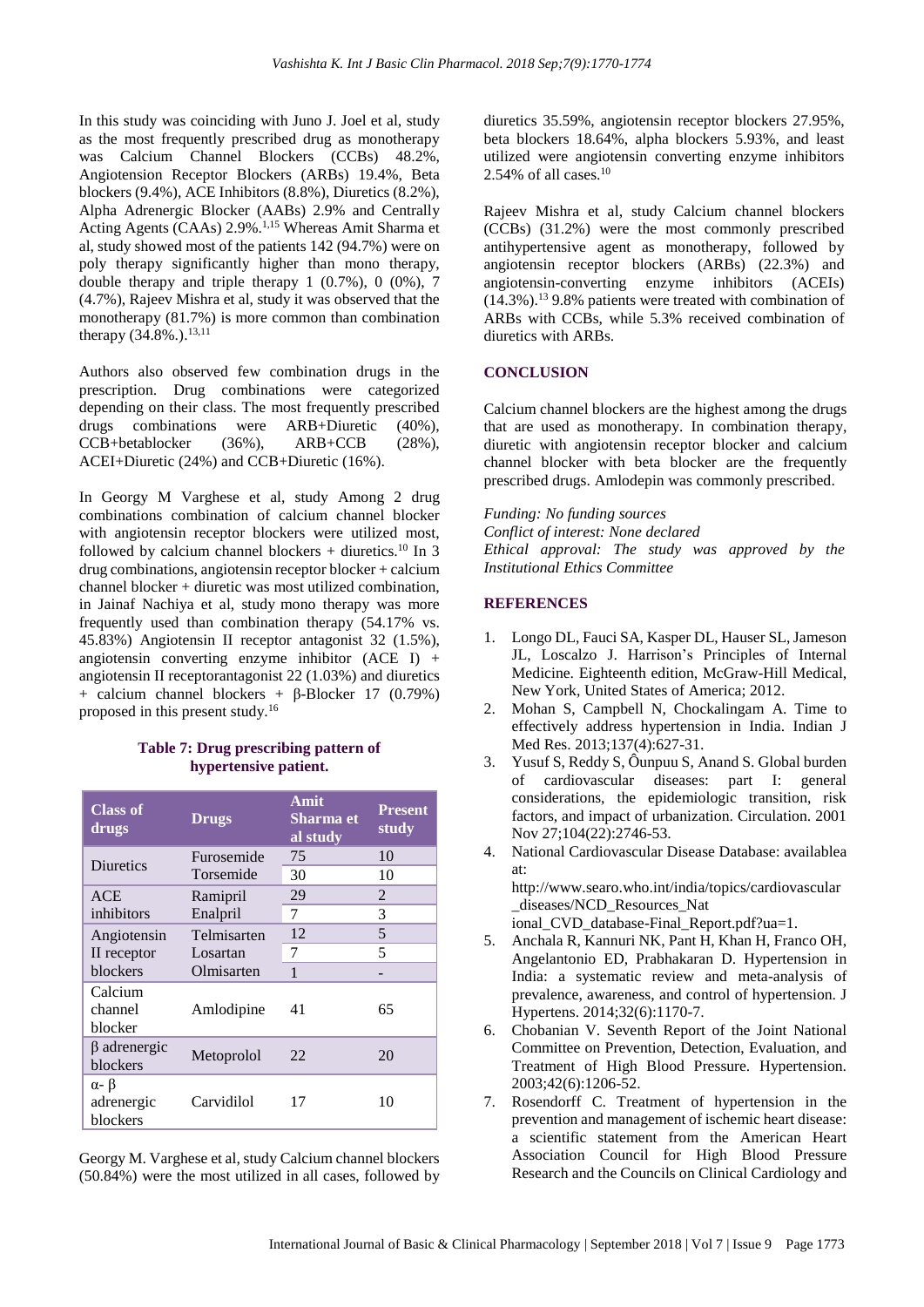In this study was coinciding with Juno J. Joel et al, study as the most frequently prescribed drug as monotherapy was Calcium Channel Blockers (CCBs) 48.2%, Angiotension Receptor Blockers (ARBs) 19.4%, Beta blockers (9.4%), ACE Inhibitors (8.8%), Diuretics (8.2%), Alpha Adrenergic Blocker (AABs) 2.9% and Centrally Acting Agents (CAAs) 2.9%.[1,15] Whereas Amit Sharma et al, study showed most of the patients 142 (94.7%) were on poly therapy significantly higher than mono therapy, double therapy and triple therapy 1 (0.7%), 0 (0%), 7 (4.7%), Rajeev Mishra et al, study it was observed that the monotherapy (81.7%) is more common than combination therapy (34.8%.).[13,11]

Authors also observed few combination drugs in the prescription. Drug combinations were categorized depending on their class. The most frequently prescribed drugs combinations were ARB+Diuretic (40%), CCB+betablocker (36%), ARB+CCB (28%), ACEI+Diuretic (24%) and CCB+Diuretic (16%).

In Georgy M Varghese et al, study Among 2 drug combinations combination of calcium channel blocker with angiotensin receptor blockers were utilized most, followed by calcium channel blockers + diuretics.[10] In 3 drug combinations, angiotensin receptor blocker + calcium channel blocker + diuretic was most utilized combination, in Jainaf Nachiya et al, study mono therapy was more frequently used than combination therapy (54.17% vs. 45.83%) Angiotensin II receptor antagonist 32 (1.5%), angiotensin converting enzyme inhibitor (ACE I) + angiotensin II receptorantagonist 22 (1.03%) and diuretics + calcium channel blockers + β-Blocker 17 (0.79%) proposed in this present study.[16]

**Table 7: Drug prescribing pattern of hypertensive patient.**

| Class of drugs | Drugs | Amit Sharma et al study | Present study |
|---|---|---|---|
| Diuretics | Furosemide | 75 | 10 |
| | Torsemide | 30 | 10 |
| ACE inhibitors | Ramipril | 29 | 2 |
| | Enalpril | 7 | 3 |
| Angiotensin II receptor blockers | Telmisarten | 12 | 5 |
| | Losartan | 7 | 5 |
| | Olmisarten | 1 | - |
| Calcium channel blocker | Amlodipine | 41 | 65 |
| β adrenergic blockers | Metoprolol | 22 | 20 |
| α- β adrenergic blockers | Carvidilol | 17 | 10 |

Georgy M. Varghese et al, study Calcium channel blockers (50.84%) were the most utilized in all cases, followed by diuretics 35.59%, angiotensin receptor blockers 27.95%, beta blockers 18.64%, alpha blockers 5.93%, and least utilized were angiotensin converting enzyme inhibitors 2.54% of all cases.[10]

Rajeev Mishra et al, study Calcium channel blockers (CCBs) (31.2%) were the most commonly prescribed antihypertensive agent as monotherapy, followed by angiotensin receptor blockers (ARBs) (22.3%) and angiotensin-converting enzyme inhibitors (ACEIs) (14.3%).[13] 9.8% patients were treated with combination of ARBs with CCBs, while 5.3% received combination of diuretics with ARBs.

## CONCLUSION

Calcium channel blockers are the highest among the drugs that are used as monotherapy. In combination therapy, diuretic with angiotensin receptor blocker and calcium channel blocker with beta blocker are the frequently prescribed drugs. Amlodepin was commonly prescribed.

*Funding: No funding sources*
*Conflict of interest: None declared*
*Ethical approval: The study was approved by the Institutional Ethics Committee*

## REFERENCES

1. Longo DL, Fauci SA, Kasper DL, Hauser SL, Jameson JL, Loscalzo J. Harrison's Principles of Internal Medicine. Eighteenth edition, McGraw-Hill Medical, New York, United States of America; 2012.
2. Mohan S, Campbell N, Chockalingam A. Time to effectively address hypertension in India. Indian J Med Res. 2013;137(4):627-31.
3. Yusuf S, Reddy S, Ôunpuu S, Anand S. Global burden of cardiovascular diseases: part I: general considerations, the epidemiologic transition, risk factors, and impact of urbanization. Circulation. 2001 Nov 27;104(22):2746-53.
4. National Cardiovascular Disease Database: availablea at: http://www.searo.who.int/india/topics/cardiovascular_diseases/NCD_Resources_National_CVD_database-Final_Report.pdf?ua=1.
5. Anchala R, Kannuri NK, Pant H, Khan H, Franco OH, Angelantonio ED, Prabhakaran D. Hypertension in India: a systematic review and meta-analysis of prevalence, awareness, and control of hypertension. J Hypertens. 2014;32(6):1170-7.
6. Chobanian V. Seventh Report of the Joint National Committee on Prevention, Detection, Evaluation, and Treatment of High Blood Pressure. Hypertension. 2003;42(6):1206-52.
7. Rosendorff C. Treatment of hypertension in the prevention and management of ischemic heart disease: a scientific statement from the American Heart Association Council for High Blood Pressure Research and the Councils on Clinical Cardiology and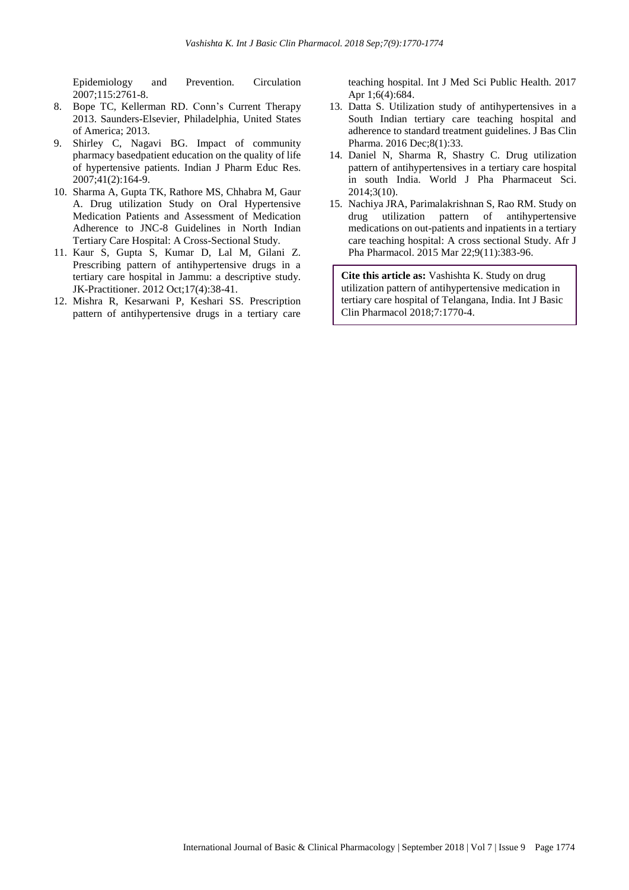Epidemiology and Prevention. Circulation 2007;115:2761-8.

8. Bope TC, Kellerman RD. Conn's Current Therapy 2013. Saunders-Elsevier, Philadelphia, United States of America; 2013.
9. Shirley C, Nagavi BG. Impact of community pharmacy basedpatient education on the quality of life of hypertensive patients. Indian J Pharm Educ Res. 2007;41(2):164-9.
10. Sharma A, Gupta TK, Rathore MS, Chhabra M, Gaur A. Drug utilization Study on Oral Hypertensive Medication Patients and Assessment of Medication Adherence to JNC-8 Guidelines in North Indian Tertiary Care Hospital: A Cross-Sectional Study.
11. Kaur S, Gupta S, Kumar D, Lal M, Gilani Z. Prescribing pattern of antihypertensive drugs in a tertiary care hospital in Jammu: a descriptive study. JK-Practitioner. 2012 Oct;17(4):38-41.
12. Mishra R, Kesarwani P, Keshari SS. Prescription pattern of antihypertensive drugs in a tertiary care teaching hospital. Int J Med Sci Public Health. 2017 Apr 1;6(4):684.
13. Datta S. Utilization study of antihypertensives in a South Indian tertiary care teaching hospital and adherence to standard treatment guidelines. J Bas Clin Pharma. 2016 Dec;8(1):33.
14. Daniel N, Sharma R, Shastry C. Drug utilization pattern of antihypertensives in a tertiary care hospital in south India. World J Pha Pharmaceut Sci. 2014;3(10).
15. Nachiya JRA, Parimalakrishnan S, Rao RM. Study on drug utilization pattern of antihypertensive medications on out-patients and inpatients in a tertiary care teaching hospital: A cross sectional Study. Afr J Pha Pharmacol. 2015 Mar 22;9(11):383-96.

**Cite this article as:** Vashishta K. Study on drug utilization pattern of antihypertensive medication in tertiary care hospital of Telangana, India. Int J Basic Clin Pharmacol 2018;7:1770-4.